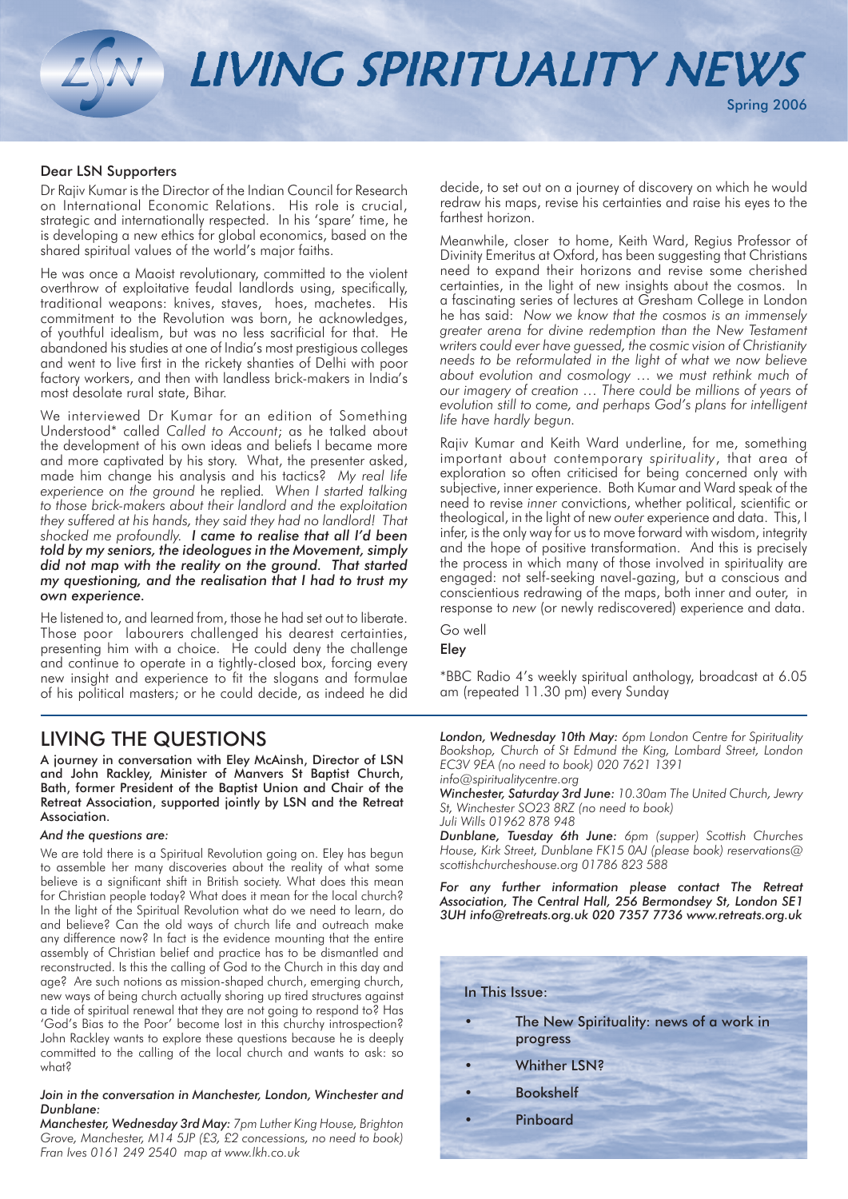# LIVING SPIRITUALITY NEWS

Spring 2006

**Dear LSN Supporters**

Dr Rajiv Kumar is the Director of the Indian Council for Research on International Economic Relations. His role is crucial, strategic and internationally respected. In his 'spare' time, he is developing a new ethics for global economics, based on the shared spiritual values of the world's major faiths.

He was once a Maoist revolutionary, committed to the violent overthrow of exploitative feudal landlords using, specifically, traditional weapons: knives, staves, hoes, machetes. His commitment to the Revolution was born, he acknowledges, of youthful idealism, but was no less sacrificial for that. He abandoned his studies at one of India's most prestigious colleges and went to live first in the rickety shanties of Delhi with poor factory workers, and then with landless brick-makers in India's most desolate rural state, Bihar.

We interviewed Dr Kumar for an edition of Something Understood* called *Called to Account*; as he talked about the development of his own ideas and beliefs I became more and more captivated by his story. What, the presenter asked, made him change his analysis and his tactics? *My real life experience on the ground* he replied. *When I started talking to those brick-makers about their landlord and the exploitation they suffered at his hands, they said they had no landlord! That shocked me profoundly.* ***I came to realise that all I'd been told by my seniors, the ideologues in the Movement, simply did not map with the reality on the ground. That started my questioning, and the realisation that I had to trust my own experience.***

He listened to, and learned from, those he had set out to liberate. Those poor labourers challenged his dearest certainties, presenting him with a choice. He could deny the challenge and continue to operate in a tightly-closed box, forcing every new insight and experience to fit the slogans and formulae of his political masters; or he could decide, as indeed he did decide, to set out on a journey of discovery on which he would redraw his maps, revise his certainties and raise his eyes to the farthest horizon.

Meanwhile, closer to home, Keith Ward, Regius Professor of Divinity Emeritus at Oxford, has been suggesting that Christians need to expand their horizons and revise some cherished certainties, in the light of new insights about the cosmos. In a fascinating series of lectures at Gresham College in London he has said: *Now we know that the cosmos is an immensely greater arena for divine redemption than the New Testament writers could ever have guessed, the cosmic vision of Christianity needs to be reformulated in the light of what we now believe about evolution and cosmology … we must rethink much of our imagery of creation … There could be millions of years of evolution still to come, and perhaps God's plans for intelligent life have hardly begun.*

Rajiv Kumar and Keith Ward underline, for me, something important about contemporary *spirituality*, that area of exploration so often criticised for being concerned only with subjective, inner experience. Both Kumar and Ward speak of the need to revise *inner* convictions, whether political, scientific or theological, in the light of new *outer* experience and data. This, I infer, is the only way for us to move forward with wisdom, integrity and the hope of positive transformation. And this is precisely the process in which many of those involved in spirituality are engaged: not self-seeking navel-gazing, but a conscious and conscientious redrawing of the maps, both inner and outer, in response to *new* (or newly rediscovered) experience and data.

Go well

**Eley**

*BBC Radio 4's weekly spiritual anthology, broadcast at 6.05 am (repeated 11.30 pm) every Sunday

## LIVING THE QUESTIONS

**A journey in conversation with Eley McAinsh, Director of LSN and John Rackley, Minister of Manvers St Baptist Church, Bath, former President of the Baptist Union and Chair of the Retreat Association, supported jointly by LSN and the Retreat Association.**

*And the questions are:*

We are told there is a Spiritual Revolution going on. Eley has begun to assemble her many discoveries about the reality of what some believe is a significant shift in British society. What does this mean for Christian people today? What does it mean for the local church? In the light of the Spiritual Revolution what do we need to learn, do and believe? Can the old ways of church life and outreach make any difference now? In fact is the evidence mounting that the entire assembly of Christian belief and practice has to be dismantled and reconstructed. Is this the calling of God to the Church in this day and age? Are such notions as mission-shaped church, emerging church, new ways of being church actually shoring up tired structures against a tide of spiritual renewal that they are not going to respond to? Has 'God's Bias to the Poor' become lost in this churchy introspection? John Rackley wants to explore these questions because he is deeply committed to the calling of the local church and wants to ask: so what?

***Join in the conversation in Manchester, London, Winchester and Dunblane:***

***Manchester, Wednesday 3rd May:*** *7pm Luther King House, Brighton Grove, Manchester, M14 5JP (£3, £2 concessions, no need to book) Fran Ives 0161 249 2540 map at www.lkh.co.uk*

***London, Wednesday 10th May:*** *6pm London Centre for Spirituality Bookshop, Church of St Edmund the King, Lombard Street, London EC3V 9EA (no need to book) 020 7621 1391 info@spiritualitycentre.org*

***Winchester, Saturday 3rd June:*** *10.30am The United Church, Jewry St, Winchester SO23 8RZ (no need to book) Juli Wills 01962 878 948*

***Dunblane, Tuesday 6th June:*** *6pm (supper) Scottish Churches House, Kirk Street, Dunblane FK15 0AJ (please book) reservations@scottishchurcheshouse.org 01786 823 588*

***For any further information please contact The Retreat Association, The Central Hall, 256 Bermondsey St, London SE1 3UH info@retreats.org.uk 020 7357 7736 www.retreats.org.uk***

**In This Issue:**

- The New Spirituality: news of a work in progress
- Whither LSN?
- Bookshelf
- Pinboard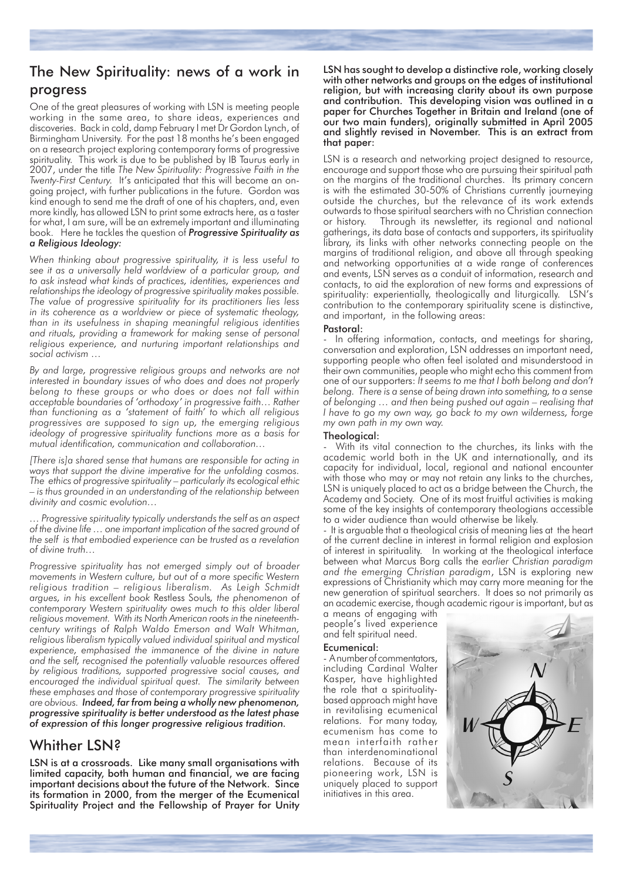## The New Spirituality: news of a work in progress

One of the great pleasures of working with LSN is meeting people working in the same area, to share ideas, experiences and discoveries. Back in cold, damp February I met Dr Gordon Lynch, of Birmingham University. For the past 18 months he's been engaged on a research project exploring contemporary forms of progressive spirituality. This work is due to be published by IB Taurus early in 2007, under the title *The New Spirituality: Progressive Faith in the Twenty-First Century.* It's anticipated that this will become an on-going project, with further publications in the future. Gordon was kind enough to send me the draft of one of his chapters, and, even more kindly, has allowed LSN to print some extracts here, as a taster for what, I am sure, will be an extremely important and illuminating book. Here he tackles the question of ***Progressive Spirituality as a Religious Ideology:***

*When thinking about progressive spirituality, it is less useful to see it as a universally held worldview of a particular group, and to ask instead what kinds of practices, identities, experiences and relationships the ideology of progressive spirituality makes possible. The value of progressive spirituality for its practitioners lies less in its coherence as a worldview or piece of systematic theology, than in its usefulness in shaping meaningful religious identities and rituals, providing a framework for making sense of personal religious experience, and nurturing important relationships and social activism …*

*By and large, progressive religious groups and networks are not interested in boundary issues of who does and does not properly belong to these groups or who does or does not fall within acceptable boundaries of 'orthodoxy' in progressive faith… Rather than functioning as a 'statement of faith' to which all religious progressives are supposed to sign up, the emerging religious ideology of progressive spirituality functions more as a basis for mutual identification, communication and collaboration…*

*[There is]a shared sense that humans are responsible for acting in ways that support the divine imperative for the unfolding cosmos. The ethics of progressive spirituality – particularly its ecological ethic – is thus grounded in an understanding of the relationship between divinity and cosmic evolution…*

*… Progressive spirituality typically understands the self as an aspect of the divine life … one important implication of the sacred ground of the self is that embodied experience can be trusted as a revelation of divine truth…*

*Progressive spirituality has not emerged simply out of broader movements in Western culture, but out of a more specific Western religious tradition – religious liberalism. As Leigh Schmidt argues, in his excellent book* Restless Souls*, the phenomenon of contemporary Western spirituality owes much to this older liberal religious movement. With its North American roots in the nineteenth-century writings of Ralph Waldo Emerson and Walt Whitman, religious liberalism typically valued individual spiritual and mystical experience, emphasised the immanence of the divine in nature and the self, recognised the potentially valuable resources offered by religious traditions, supported progressive social causes, and encouraged the individual spiritual quest. The similarity between these emphases and those of contemporary progressive spirituality are obvious.* ***Indeed, far from being a wholly new phenomenon, progressive spirituality is better understood as the latest phase of expression of this longer progressive religious tradition.***

## Whither LSN?

**LSN is at a crossroads. Like many small organisations with limited capacity, both human and financial, we are facing important decisions about the future of the Network. Since its formation in 2000, from the merger of the Ecumenical Spirituality Project and the Fellowship of Prayer for Unity LSN has sought to develop a distinctive role, working closely with other networks and groups on the edges of institutional religion, but with increasing clarity about its own purpose and contribution. This developing vision was outlined in a paper for Churches Together in Britain and Ireland (one of our two main funders), originally submitted in April 2005 and slightly revised in November. This is an extract from that paper:**

LSN is a research and networking project designed to resource, encourage and support those who are pursuing their spiritual path on the margins of the traditional churches. Its primary concern is with the estimated 30-50% of Christians currently journeying outside the churches, but the relevance of its work extends outwards to those spiritual searchers with no Christian connection or history. Through its newsletter, its regional and national gatherings, its data base of contacts and supporters, its spirituality library, its links with other networks connecting people on the margins of traditional religion, and above all through speaking and networking opportunities at a wide range of conferences and events, LSN serves as a conduit of information, research and contacts, to aid the exploration of new forms and expressions of spirituality: experientially, theologically and liturgically. LSN's contribution to the contemporary spirituality scene is distinctive, and important, in the following areas:

**Pastoral:**

- In offering information, contacts, and meetings for sharing, conversation and exploration, LSN addresses an important need, supporting people who often feel isolated and misunderstood in their own communities, people who might echo this comment from one of our supporters: *It seems to me that I both belong and don't belong. There is a sense of being drawn into something, to a sense of belonging … and then being pushed out again – realising that I have to go my own way, go back to my own wilderness, forge my own path in my own way.*

**Theological:**

- With its vital connection to the churches, its links with the academic world both in the UK and internationally, and its capacity for individual, local, regional and national encounter with those who may or may not retain any links to the churches, LSN is uniquely placed to act as a bridge between the Church, the Academy and Society. One of its most fruitful activities is making some of the key insights of contemporary theologians accessible to a wider audience than would otherwise be likely.

- It is arguable that a theological crisis of meaning lies at the heart of the current decline in interest in formal religion and explosion of interest in spirituality. In working at the theological interface between what Marcus Borg calls the *earlier Christian paradigm and the emerging Christian paradigm*, LSN is exploring new expressions of Christianity which may carry more meaning for the new generation of spiritual searchers. It does so not primarily as an academic exercise, though academic rigour is important, but as a means of engaging with people's lived experience and felt spiritual need.

**Ecumenical:**

- A number of commentators, including Cardinal Walter Kasper, have highlighted the role that a spirituality-based approach might have in revitalising ecumenical relations. For many today, ecumenism has come to mean interfaith rather than interdenominational relations. Because of its pioneering work, LSN is uniquely placed to support initiatives in this area.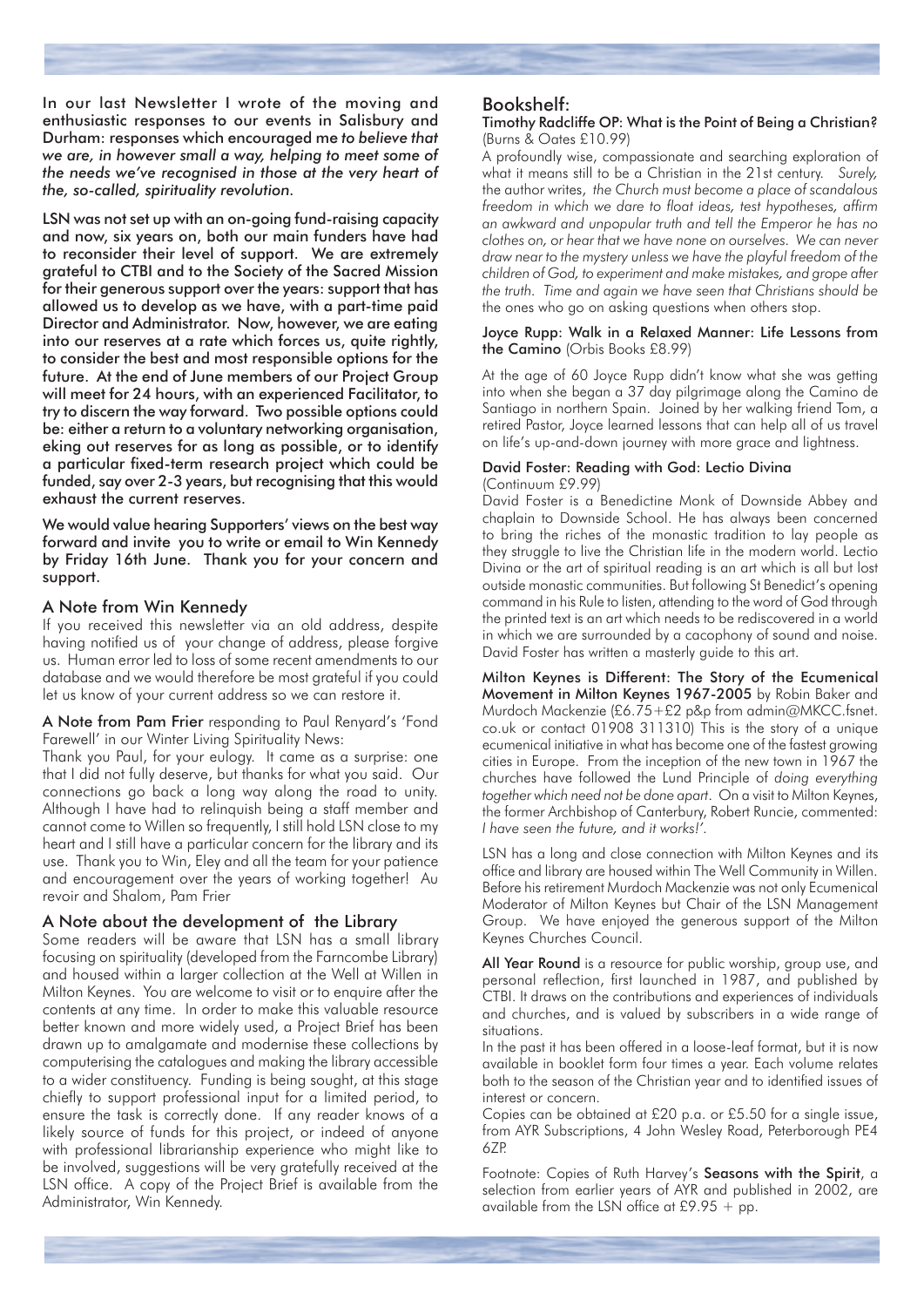**In our last Newsletter I wrote of the moving and enthusiastic responses to our events in Salisbury and Durham: responses which encouraged me *to believe that we are, in however small a way, helping to meet some of the needs we've recognised in those at the very heart of the, so-called, spirituality revolution.***

**LSN was not set up with an on-going fund-raising capacity and now, six years on, both our main funders have had to reconsider their level of support. We are extremely grateful to CTBI and to the Society of the Sacred Mission for their generous support over the years: support that has allowed us to develop as we have, with a part-time paid Director and Administrator. Now, however, we are eating into our reserves at a rate which forces us, quite rightly, to consider the best and most responsible options for the future. At the end of June members of our Project Group will meet for 24 hours, with an experienced Facilitator, to try to discern the way forward. Two possible options could be: either a return to a voluntary networking organisation, eking out reserves for as long as possible, or to identify a particular fixed-term research project which could be funded, say over 2-3 years, but recognising that this would exhaust the current reserves.**

**We would value hearing Supporters' views on the best way forward and invite you to write or email to Win Kennedy by Friday 16th June. Thank you for your concern and support.**

## A Note from Win Kennedy

If you received this newsletter via an old address, despite having notified us of your change of address, please forgive us. Human error led to loss of some recent amendments to our database and we would therefore be most grateful if you could let us know of your current address so we can restore it.

**A Note from Pam Frier** responding to Paul Renyard's 'Fond Farewell' in our Winter Living Spirituality News:

Thank you Paul, for your eulogy. It came as a surprise: one that I did not fully deserve, but thanks for what you said. Our connections go back a long way along the road to unity. Although I have had to relinquish being a staff member and cannot come to Willen so frequently, I still hold LSN close to my heart and I still have a particular concern for the library and its use. Thank you to Win, Eley and all the team for your patience and encouragement over the years of working together! Au revoir and Shalom, Pam Frier

## A Note about the development of the Library

Some readers will be aware that LSN has a small library focusing on spirituality (developed from the Farncombe Library) and housed within a larger collection at the Well at Willen in Milton Keynes. You are welcome to visit or to enquire after the contents at any time. In order to make this valuable resource better known and more widely used, a Project Brief has been drawn up to amalgamate and modernise these collections by computerising the catalogues and making the library accessible to a wider constituency. Funding is being sought, at this stage chiefly to support professional input for a limited period, to ensure the task is correctly done. If any reader knows of a likely source of funds for this project, or indeed of anyone with professional librarianship experience who might like to be involved, suggestions will be very gratefully received at the LSN office. A copy of the Project Brief is available from the Administrator, Win Kennedy.

## Bookshelf:

**Timothy Radcliffe OP: What is the Point of Being a Christian?** (Burns & Oates £10.99)

A profoundly wise, compassionate and searching exploration of what it means still to be a Christian in the 21st century. *Surely,* the author writes, *the Church must become a place of scandalous freedom in which we dare to float ideas, test hypotheses, affirm an awkward and unpopular truth and tell the Emperor he has no clothes on, or hear that we have none on ourselves. We can never draw near to the mystery unless we have the playful freedom of the children of God, to experiment and make mistakes, and grope after the truth. Time and again we have seen that Christians should be* the ones who go on asking questions when others stop.

**Joyce Rupp: Walk in a Relaxed Manner: Life Lessons from the Camino** (Orbis Books £8.99)

At the age of 60 Joyce Rupp didn't know what she was getting into when she began a 37 day pilgrimage along the Camino de Santiago in northern Spain. Joined by her walking friend Tom, a retired Pastor, Joyce learned lessons that can help all of us travel on life's up-and-down journey with more grace and lightness.

**David Foster: Reading with God: Lectio Divina** (Continuum £9.99)

David Foster is a Benedictine Monk of Downside Abbey and chaplain to Downside School. He has always been concerned to bring the riches of the monastic tradition to lay people as they struggle to live the Christian life in the modern world. Lectio Divina or the art of spiritual reading is an art which is all but lost outside monastic communities. But following St Benedict's opening command in his Rule to listen, attending to the word of God through the printed text is an art which needs to be rediscovered in a world in which we are surrounded by a cacophony of sound and noise. David Foster has written a masterly guide to this art.

**Milton Keynes is Different: The Story of the Ecumenical Movement in Milton Keynes 1967-2005** by Robin Baker and Murdoch Mackenzie (£6.75+£2 p&p from admin@MKCC.fsnet.co.uk or contact 01908 311310) This is the story of a unique ecumenical initiative in what has become one of the fastest growing cities in Europe. From the inception of the new town in 1967 the churches have followed the Lund Principle of *doing everything together which need not be done apart.* On a visit to Milton Keynes, the former Archbishop of Canterbury, Robert Runcie, commented: *I have seen the future, and it works!'.*

LSN has a long and close connection with Milton Keynes and its office and library are housed within The Well Community in Willen. Before his retirement Murdoch Mackenzie was not only Ecumenical Moderator of Milton Keynes but Chair of the LSN Management Group. We have enjoyed the generous support of the Milton Keynes Churches Council.

**All Year Round** is a resource for public worship, group use, and personal reflection, first launched in 1987, and published by CTBI. It draws on the contributions and experiences of individuals and churches, and is valued by subscribers in a wide range of situations.

In the past it has been offered in a loose-leaf format, but it is now available in booklet form four times a year. Each volume relates both to the season of the Christian year and to identified issues of interest or concern.

Copies can be obtained at £20 p.a. or £5.50 for a single issue, from AYR Subscriptions, 4 John Wesley Road, Peterborough PE4 6ZP.

Footnote: Copies of Ruth Harvey's **Seasons with the Spirit**, a selection from earlier years of AYR and published in 2002, are available from the LSN office at £9.95 + pp.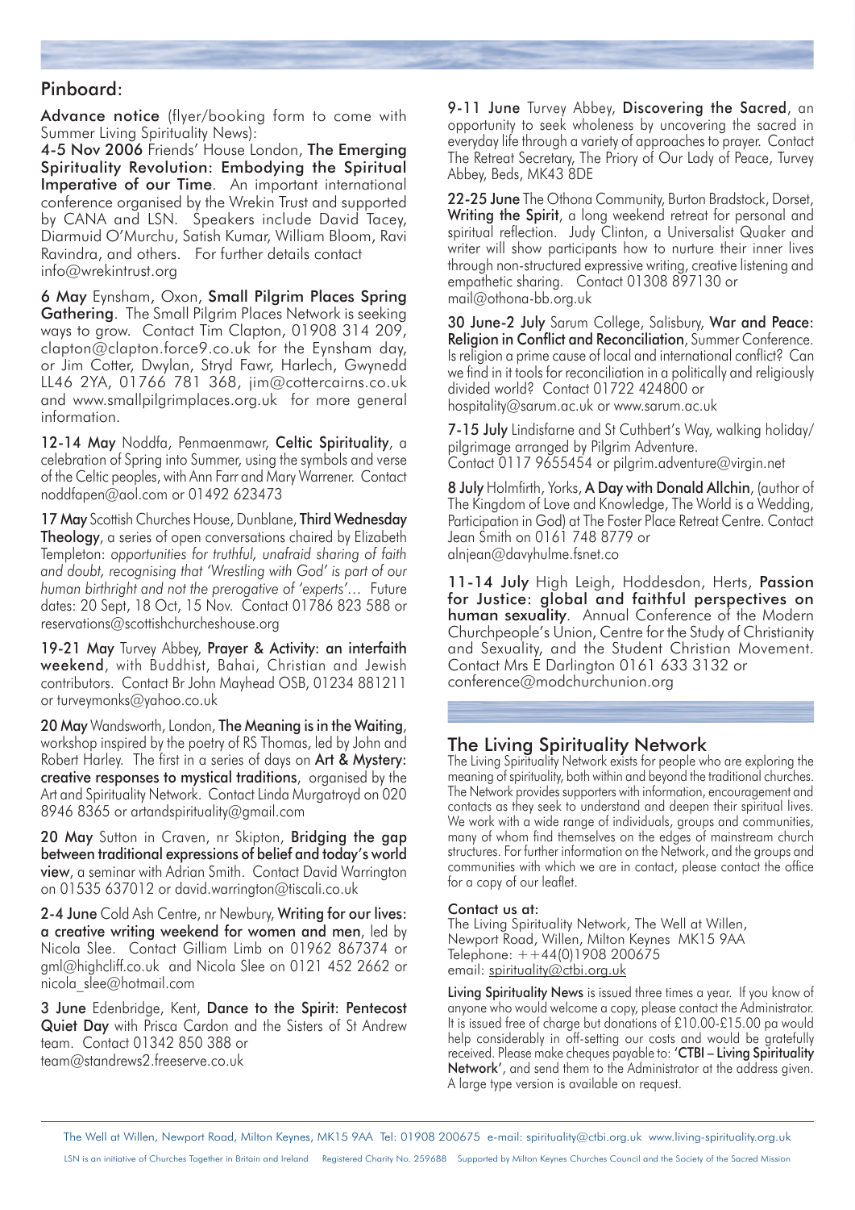## Pinboard:

**Advance notice** (flyer/booking form to come with Summer Living Spirituality News):

**4-5 Nov 2006** Friends' House London, **The Emerging Spirituality Revolution: Embodying the Spiritual Imperative of our Time**. An important international conference organised by the Wrekin Trust and supported by CANA and LSN. Speakers include David Tacey, Diarmuid O'Murchu, Satish Kumar, William Bloom, Ravi Ravindra, and others. For further details contact info@wrekintrust.org

**6 May** Eynsham, Oxon, **Small Pilgrim Places Spring Gathering**. The Small Pilgrim Places Network is seeking ways to grow. Contact Tim Clapton, 01908 314 209, clapton@clapton.force9.co.uk for the Eynsham day, or Jim Cotter, Dwylan, Stryd Fawr, Harlech, Gwynedd LL46 2YA, 01766 781 368, jim@cottercairns.co.uk and www.smallpilgrimplaces.org.uk for more general information.

**12-14 May** Noddfa, Penmaenmawr, **Celtic Spirituality**, a celebration of Spring into Summer, using the symbols and verse of the Celtic peoples, with Ann Farr and Mary Warrener. Contact noddfapen@aol.com or 01492 623473

**17 May** Scottish Churches House, Dunblane, **Third Wednesday Theology**, a series of open conversations chaired by Elizabeth Templeton: *opportunities for truthful, unafraid sharing of faith and doubt, recognising that 'Wrestling with God' is part of our human birthright and not the prerogative of 'experts'…* Future dates: 20 Sept, 18 Oct, 15 Nov. Contact 01786 823 588 or reservations@scottishchurcheshouse.org

**19-21 May** Turvey Abbey, **Prayer & Activity: an interfaith weekend**, with Buddhist, Bahai, Christian and Jewish contributors. Contact Br John Mayhead OSB, 01234 881211 or turveymonks@yahoo.co.uk

**20 May** Wandsworth, London, **The Meaning is in the Waiting**, workshop inspired by the poetry of RS Thomas, led by John and Robert Harley. The first in a series of days on **Art & Mystery: creative responses to mystical traditions**, organised by the Art and Spirituality Network. Contact Linda Murgatroyd on 020 8946 8365 or artandspirituality@gmail.com

**20 May** Sutton in Craven, nr Skipton, **Bridging the gap between traditional expressions of belief and today's world view**, a seminar with Adrian Smith. Contact David Warrington on 01535 637012 or david.warrington@tiscali.co.uk

**2-4 June** Cold Ash Centre, nr Newbury, **Writing for our lives: a creative writing weekend for women and men**, led by Nicola Slee. Contact Gilliam Limb on 01962 867374 or gml@highcliff.co.uk and Nicola Slee on 0121 452 2662 or nicola_slee@hotmail.com

**3 June** Edenbridge, Kent, **Dance to the Spirit: Pentecost Quiet Day** with Prisca Cardon and the Sisters of St Andrew team. Contact 01342 850 388 or team@standrews2.freeserve.co.uk

**9-11 June** Turvey Abbey, **Discovering the Sacred**, an opportunity to seek wholeness by uncovering the sacred in everyday life through a variety of approaches to prayer. Contact The Retreat Secretary, The Priory of Our Lady of Peace, Turvey Abbey, Beds, MK43 8DE

**22-25 June** The Othona Community, Burton Bradstock, Dorset, **Writing the Spirit**, a long weekend retreat for personal and spiritual reflection. Judy Clinton, a Universalist Quaker and writer will show participants how to nurture their inner lives through non-structured expressive writing, creative listening and empathetic sharing. Contact 01308 897130 or mail@othona-bb.org.uk

**30 June-2 July** Sarum College, Salisbury, **War and Peace: Religion in Conflict and Reconciliation**, Summer Conference. Is religion a prime cause of local and international conflict? Can we find in it tools for reconciliation in a politically and religiously divided world? Contact 01722 424800 or hospitality@sarum.ac.uk or www.sarum.ac.uk

**7-15 July** Lindisfarne and St Cuthbert's Way, walking holiday/ pilgrimage arranged by Pilgrim Adventure. Contact 0117 9655454 or pilgrim.adventure@virgin.net

**8 July** Holmfirth, Yorks, **A Day with Donald Allchin**, (author of The Kingdom of Love and Knowledge, The World is a Wedding, Participation in God) at The Foster Place Retreat Centre. Contact Jean Smith on 0161 748 8779 or alnjean@davyhulme.fsnet.co

**11-14 July** High Leigh, Hoddesdon, Herts, **Passion for Justice: global and faithful perspectives on human sexuality**. Annual Conference of the Modern Churchpeople's Union, Centre for the Study of Christianity and Sexuality, and the Student Christian Movement. Contact Mrs E Darlington 0161 633 3132 or conference@modchurchunion.org

## The Living Spirituality Network

The Living Spirituality Network exists for people who are exploring the meaning of spirituality, both within and beyond the traditional churches. The Network provides supporters with information, encouragement and contacts as they seek to understand and deepen their spiritual lives. We work with a wide range of individuals, groups and communities, many of whom find themselves on the edges of mainstream church structures. For further information on the Network, and the groups and communities with which we are in contact, please contact the office for a copy of our leaflet.

**Contact us at:**
The Living Spirituality Network, The Well at Willen,
Newport Road, Willen, Milton Keynes MK15 9AA
Telephone: ++44(0)1908 200675
email: spirituality@ctbi.org.uk

**Living Spirituality News** is issued three times a year. If you know of anyone who would welcome a copy, please contact the Administrator. It is issued free of charge but donations of £10.00-£15.00 pa would help considerably in off-setting our costs and would be gratefully received. Please make cheques payable to: **'CTBI – Living Spirituality Network'**, and send them to the Administrator at the address given. A large type version is available on request.

The Well at Willen, Newport Road, Milton Keynes, MK15 9AA Tel: 01908 200675 e-mail: spirituality@ctbi.org.uk www.living-spirituality.org.uk

LSN is an initiative of Churches Together in Britain and Ireland Registered Charity No. 259688 Supported by Milton Keynes Churches Council and the Society of the Sacred Mission